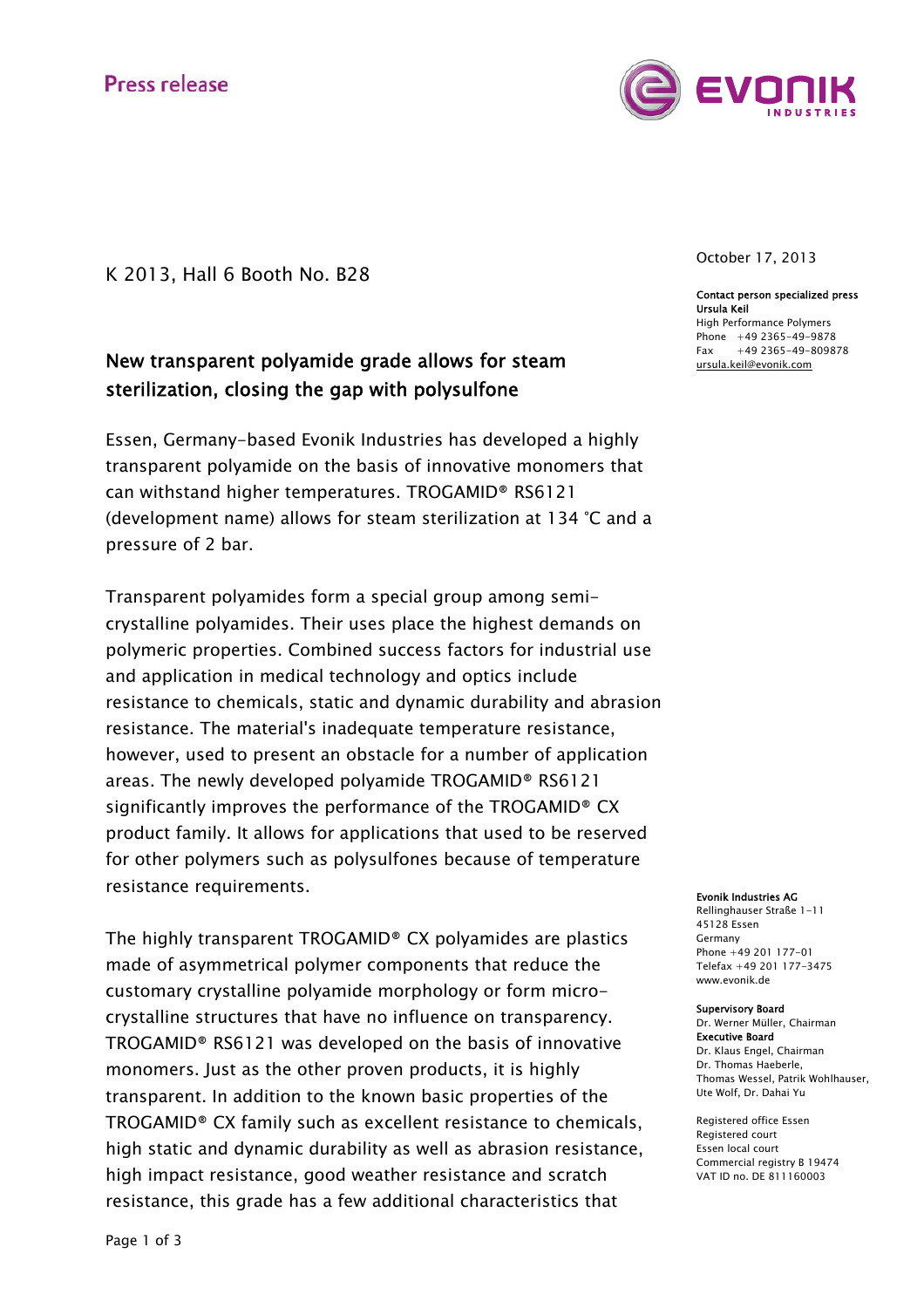Press release

K 2013, Hall 6 Booth No. B28

October 17, 2013

**Contact person specialized press**
**Ursula Keil**
High Performance Polymers
Phone +49 2365-49-9878
Fax +49 2365-49-809878
ursula.keil@evonik.com

## New transparent polyamide grade allows for steam sterilization, closing the gap with polysulfone

Essen, Germany-based Evonik Industries has developed a highly transparent polyamide on the basis of innovative monomers that can withstand higher temperatures. TROGAMID® RS6121 (development name) allows for steam sterilization at 134 °C and a pressure of 2 bar.

Transparent polyamides form a special group among semi-crystalline polyamides. Their uses place the highest demands on polymeric properties. Combined success factors for industrial use and application in medical technology and optics include resistance to chemicals, static and dynamic durability and abrasion resistance. The material's inadequate temperature resistance, however, used to present an obstacle for a number of application areas. The newly developed polyamide TROGAMID® RS6121 significantly improves the performance of the TROGAMID® CX product family. It allows for applications that used to be reserved for other polymers such as polysulfones because of temperature resistance requirements.

The highly transparent TROGAMID® CX polyamides are plastics made of asymmetrical polymer components that reduce the customary crystalline polyamide morphology or form micro-crystalline structures that have no influence on transparency. TROGAMID® RS6121 was developed on the basis of innovative monomers. Just as the other proven products, it is highly transparent. In addition to the known basic properties of the TROGAMID® CX family such as excellent resistance to chemicals, high static and dynamic durability as well as abrasion resistance, high impact resistance, good weather resistance and scratch resistance, this grade has a few additional characteristics that

**Evonik Industries AG**
Rellinghauser Straße 1-11
45128 Essen
Germany
Phone +49 201 177-01
Telefax +49 201 177-3475
www.evonik.de

**Supervisory Board**
Dr. Werner Müller, Chairman
**Executive Board**
Dr. Klaus Engel, Chairman
Dr. Thomas Haeberle,
Thomas Wessel, Patrik Wohlhauser,
Ute Wolf, Dr. Dahai Yu

Registered office Essen
Registered court
Essen local court
Commercial registry B 19474
VAT ID no. DE 811160003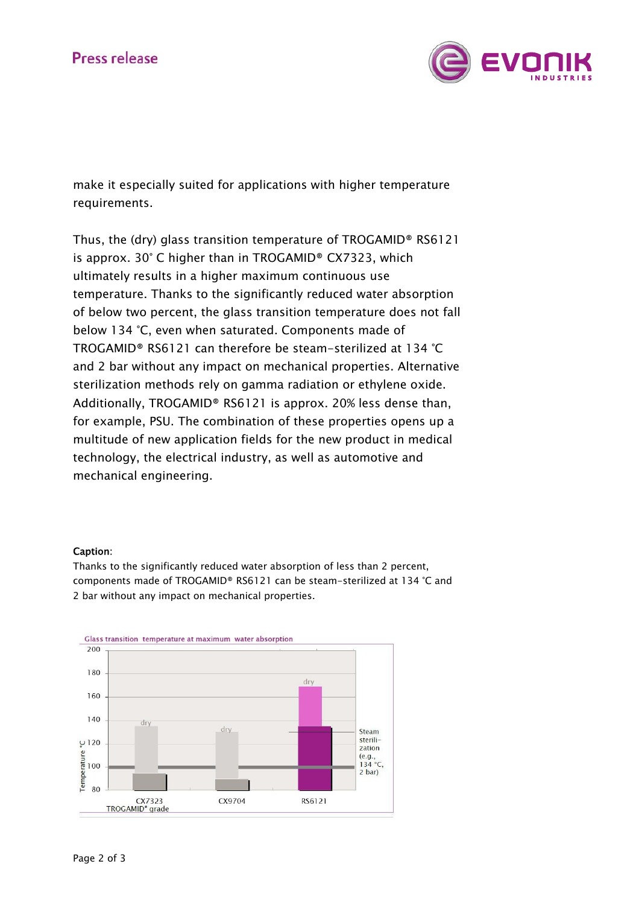make it especially suited for applications with higher temperature requirements.

Thus, the (dry) glass transition temperature of TROGAMID® RS6121 is approx. 30° C higher than in TROGAMID® CX7323, which ultimately results in a higher maximum continuous use temperature. Thanks to the significantly reduced water absorption of below two percent, the glass transition temperature does not fall below 134 °C, even when saturated. Components made of TROGAMID® RS6121 can therefore be steam-sterilized at 134 °C and 2 bar without any impact on mechanical properties. Alternative sterilization methods rely on gamma radiation or ethylene oxide. Additionally, TROGAMID® RS6121 is approx. 20% less dense than, for example, PSU. The combination of these properties opens up a multitude of new application fields for the new product in medical technology, the electrical industry, as well as automotive and mechanical engineering.

**Caption**:
Thanks to the significantly reduced water absorption of less than 2 percent, components made of TROGAMID® RS6121 can be steam-sterilized at 134 °C and 2 bar without any impact on mechanical properties.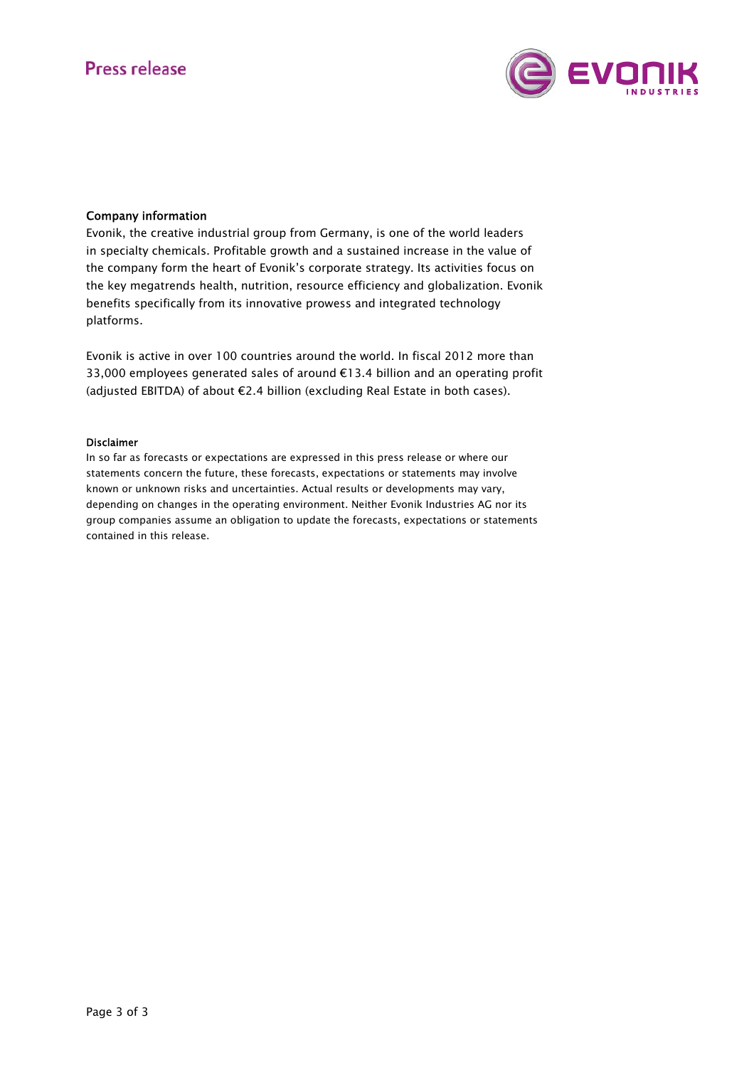## Company information

Evonik, the creative industrial group from Germany, is one of the world leaders in specialty chemicals. Profitable growth and a sustained increase in the value of the company form the heart of Evonik's corporate strategy. Its activities focus on the key megatrends health, nutrition, resource efficiency and globalization. Evonik benefits specifically from its innovative prowess and integrated technology platforms.

Evonik is active in over 100 countries around the world. In fiscal 2012 more than 33,000 employees generated sales of around €13.4 billion and an operating profit (adjusted EBITDA) of about €2.4 billion (excluding Real Estate in both cases).

### Disclaimer

In so far as forecasts or expectations are expressed in this press release or where our statements concern the future, these forecasts, expectations or statements may involve known or unknown risks and uncertainties. Actual results or developments may vary, depending on changes in the operating environment. Neither Evonik Industries AG nor its group companies assume an obligation to update the forecasts, expectations or statements contained in this release.